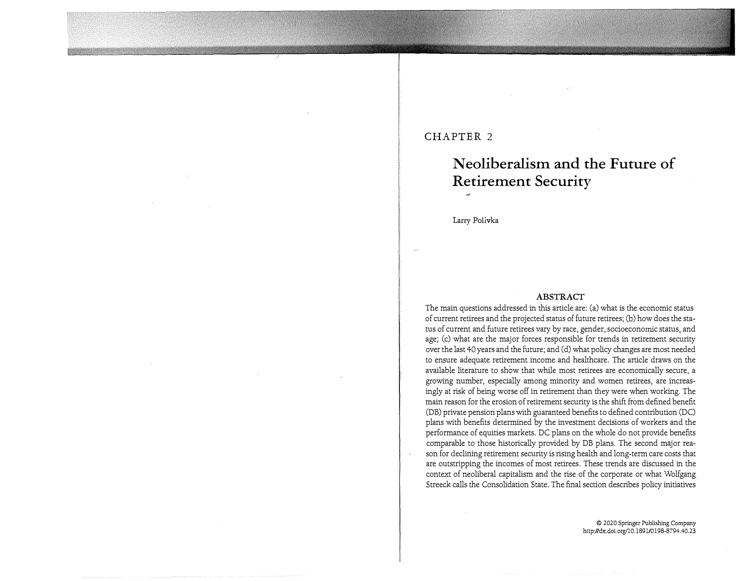# CHAPTER 2

# Neoliberalism and the Future of Retirement Security

Larry Polivka

## ABSTRACT

The main questions addressed in this article are: (a) what is the economic status of current retirees and the projected status of future retirees; (b) how does the status of current and future retirees vary by race, gender, socioeconomic status, and age; (c) what are the major forces responsible for trends in retirement security over the last 40 years and the future; and (d) what policy changes are most needed to ensure adequate retirement income and healthcare. The article draws on the available literature to show that while most retirees are economically secure, a growing number, especially among minority and women retirees, are increasingly at risk of being worse off in retirement than they were when working. The main reason for the erosion of retirement security is the shift from defined benefit (DB) private pension plans with guaranteed benefits to defined contribution (DC) plans with benefits determined by the investment decisions of workers and the performance of equities markets. DC plans on the whole do not provide benefits comparable to those historically provided by DB plans. The second major reason for declining retirement security is rising health and long-term care costs that are outstripping the incomes of most retirees. These trends are discussed in the context of neoliberal capitalism and the rise of the corporate or what Wolfgang Streeck calls the Consolidation State. The final section describes policy initiatives

© 2020 Springer Publishing Company
http://dx.doi.org/10.1891/0198-8794.40.23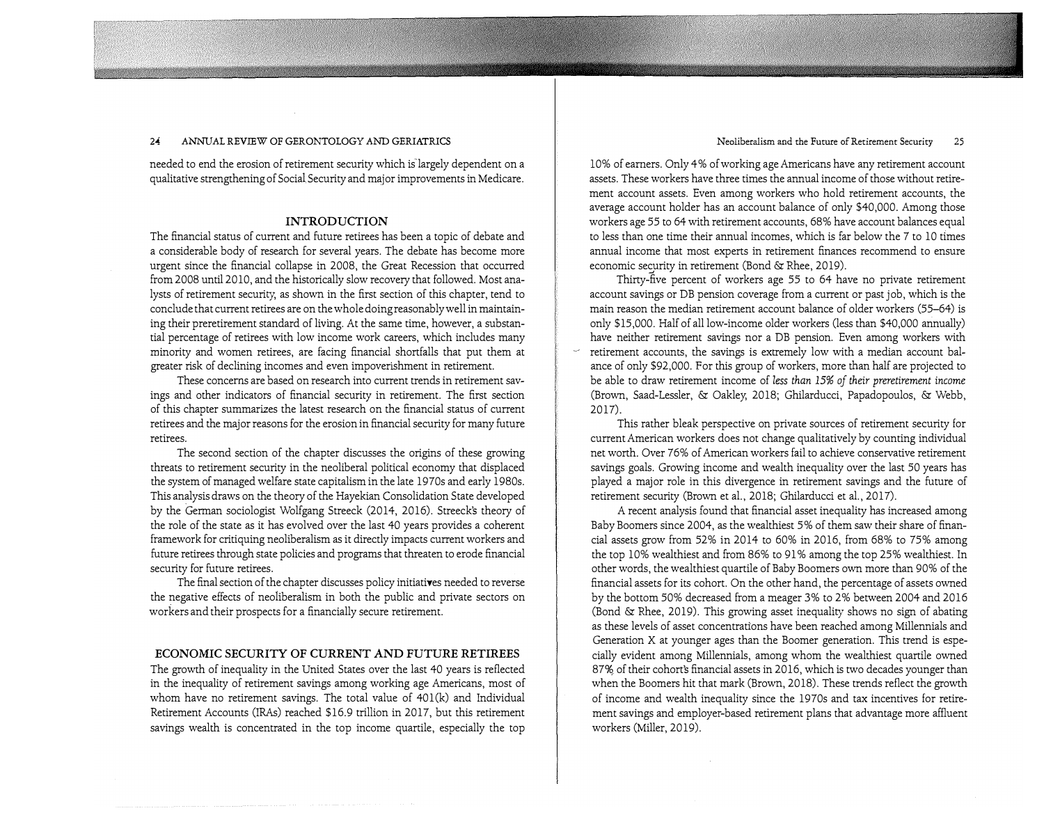needed to end the erosion of retirement security which is largely dependent on a qualitative strengthening of Social Security and major improvements in Medicare.

## INTRODUCTION

The financial status of current and future retirees has been a topic of debate and a considerable body of research for several years. The debate has become more urgent since the financial collapse in 2008, the Great Recession that occurred from 2008 until 2010, and the historically slow recovery that followed. Most analysts of retirement security, as shown in the first section of this chapter, tend to conclude that current retirees are on the whole doing reasonably well in maintaining their preretirement standard of living. At the same time, however, a substantial percentage of retirees with low income work careers, which includes many minority and women retirees, are facing financial shortfalls that put them at greater risk of declining incomes and even impoverishment in retirement.

These concerns are based on research into current trends in retirement savings and other indicators of financial security in retirement. The first section of this chapter summarizes the latest research on the financial status of current retirees and the major reasons for the erosion in financial security for many future retirees.

The second section of the chapter discusses the origins of these growing threats to retirement security in the neoliberal political economy that displaced the system of managed welfare state capitalism in the late 1970s and early 1980s. This analysis draws on the theory of the Hayekian Consolidation State developed by the German sociologist Wolfgang Streeck (2014, 2016). Streeck's theory of the role of the state as it has evolved over the last 40 years provides a coherent framework for critiquing neoliberalism as it directly impacts current workers and future retirees through state policies and programs that threaten to erode financial security for future retirees.

The final section of the chapter discusses policy initiatives needed to reverse the negative effects of neoliberalism in both the public and private sectors on workers and their prospects for a financially secure retirement.

## ECONOMIC SECURITY OF CURRENT AND FUTURE RETIREES

The growth of inequality in the United States over the last 40 years is reflected in the inequality of retirement savings among working age Americans, most of whom have no retirement savings. The total value of 401(k) and Individual Retirement Accounts (IRAs) reached $16.9 trillion in 2017, but this retirement savings wealth is concentrated in the top income quartile, especially the top 10% of earners. Only 4% of working age Americans have any retirement account assets. These workers have three times the annual income of those without retirement account assets. Even among workers who hold retirement accounts, the average account holder has an account balance of only $40,000. Among those workers age 55 to 64 with retirement accounts, 68% have account balances equal to less than one time their annual incomes, which is far below the 7 to 10 times annual income that most experts in retirement finances recommend to ensure economic security in retirement (Bond & Rhee, 2019).

Thirty-five percent of workers age 55 to 64 have no private retirement account savings or DB pension coverage from a current or past job, which is the main reason the median retirement account balance of older workers (55–64) is only $15,000. Half of all low-income older workers (less than $40,000 annually) have neither retirement savings nor a DB pension. Even among workers with retirement accounts, the savings is extremely low with a median account balance of only $92,000. For this group of workers, more than half are projected to be able to draw retirement income of *less than 15% of their preretirement income* (Brown, Saad-Lessler, & Oakley, 2018; Ghilarducci, Papadopoulos, & Webb, 2017).

This rather bleak perspective on private sources of retirement security for current American workers does not change qualitatively by counting individual net worth. Over 76% of American workers fail to achieve conservative retirement savings goals. Growing income and wealth inequality over the last 50 years has played a major role in this divergence in retirement savings and the future of retirement security (Brown et al., 2018; Ghilarducci et al., 2017).

A recent analysis found that financial asset inequality has increased among Baby Boomers since 2004, as the wealthiest 5% of them saw their share of financial assets grow from 52% in 2014 to 60% in 2016, from 68% to 75% among the top 10% wealthiest and from 86% to 91% among the top 25% wealthiest. In other words, the wealthiest quartile of Baby Boomers own more than 90% of the financial assets for its cohort. On the other hand, the percentage of assets owned by the bottom 50% decreased from a meager 3% to 2% between 2004 and 2016 (Bond & Rhee, 2019). This growing asset inequality shows no sign of abating as these levels of asset concentrations have been reached among Millennials and Generation X at younger ages than the Boomer generation. This trend is especially evident among Millennials, among whom the wealthiest quartile owned 87% of their cohort's financial assets in 2016, which is two decades younger than when the Boomers hit that mark (Brown, 2018). These trends reflect the growth of income and wealth inequality since the 1970s and tax incentives for retirement savings and employer-based retirement plans that advantage more affluent workers (Miller, 2019).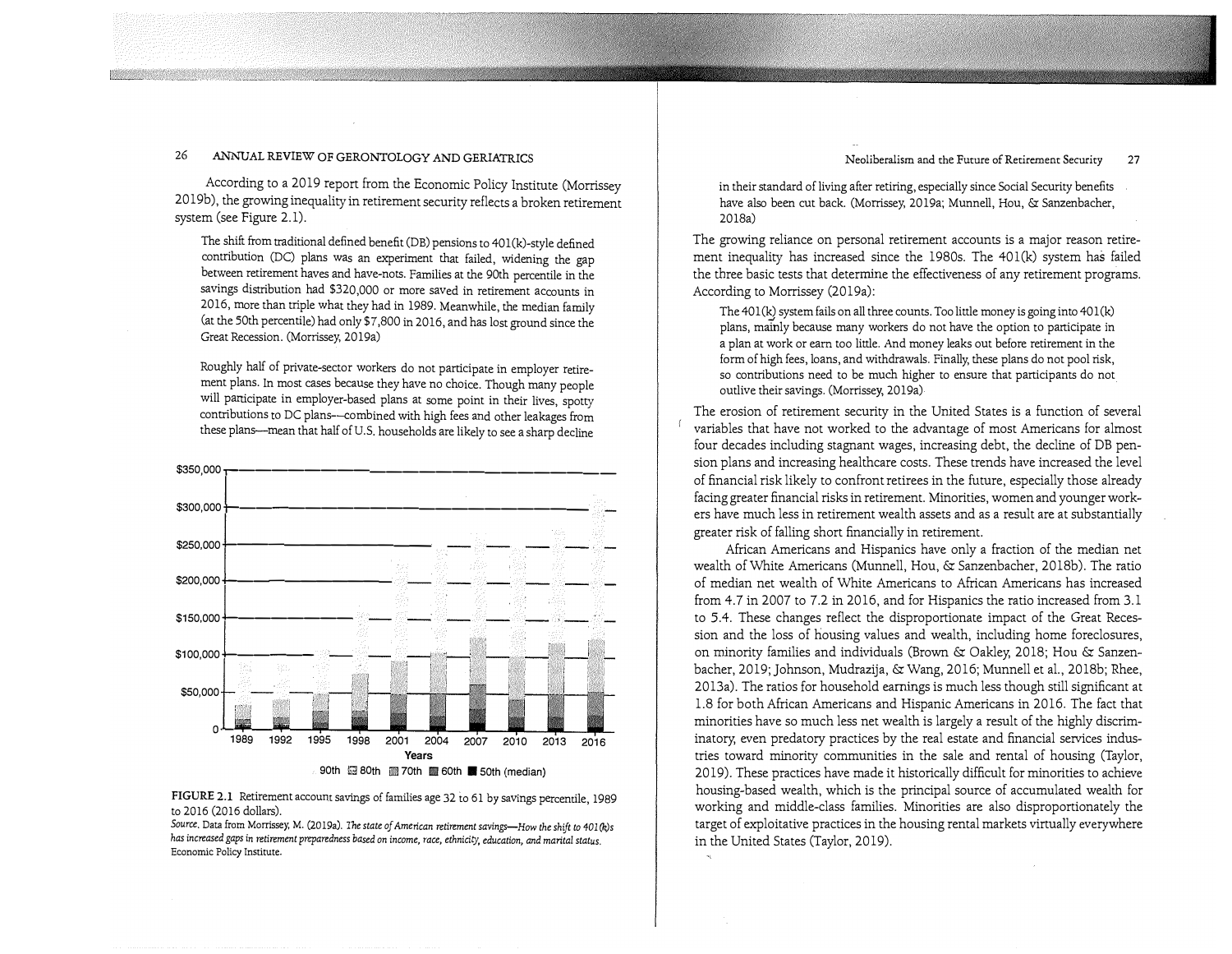According to a 2019 report from the Economic Policy Institute (Morrissey 2019b), the growing inequality in retirement security reflects a broken retirement system (see Figure 2.1).

> The shift from traditional defined benefit (DB) pensions to 401(k)-style defined contribution (DC) plans was an experiment that failed, widening the gap between retirement haves and have-nots. Families at the 90th percentile in the savings distribution had $320,000 or more saved in retirement accounts in 2016, more than triple what they had in 1989. Meanwhile, the median family (at the 50th percentile) had only $7,800 in 2016, and has lost ground since the Great Recession. (Morrissey, 2019a)

> Roughly half of private-sector workers do not participate in employer retirement plans. In most cases because they have no choice. Though many people will participate in employer-based plans at some point in their lives, spotty contributions to DC plans—combined with high fees and other leakages from these plans—mean that half of U.S. households are likely to see a sharp decline in their standard of living after retiring, especially since Social Security benefits have also been cut back. (Morrissey, 2019a; Munnell, Hou, & Sanzenbacher, 2018a)

FIGURE 2.1 Retirement account savings of families age 32 to 61 by savings percentile, 1989 to 2016 (2016 dollars).

*Source.* Data from Morrissey, M. (2019a). *The state of American retirement savings—How the shift to 401(k)s has increased gaps in retirement preparedness based on income, race, ethnicity, education, and marital status.* Economic Policy Institute.

The growing reliance on personal retirement accounts is a major reason retirement inequality has increased since the 1980s. The 401(k) system has failed the three basic tests that determine the effectiveness of any retirement programs. According to Morrissey (2019a):

> The 401(k) system fails on all three counts. Too little money is going into 401(k) plans, mainly because many workers do not have the option to participate in a plan at work or earn too little. And money leaks out before retirement in the form of high fees, loans, and withdrawals. Finally, these plans do not pool risk, so contributions need to be much higher to ensure that participants do not outlive their savings. (Morrissey, 2019a)

The erosion of retirement security in the United States is a function of several variables that have not worked to the advantage of most Americans for almost four decades including stagnant wages, increasing debt, the decline of DB pension plans and increasing healthcare costs. These trends have increased the level of financial risk likely to confront retirees in the future, especially those already facing greater financial risks in retirement. Minorities, women and younger workers have much less in retirement wealth assets and as a result are at substantially greater risk of falling short financially in retirement.

African Americans and Hispanics have only a fraction of the median net wealth of White Americans (Munnell, Hou, & Sanzenbacher, 2018b). The ratio of median net wealth of White Americans to African Americans has increased from 4.7 in 2007 to 7.2 in 2016, and for Hispanics the ratio increased from 3.1 to 5.4. These changes reflect the disproportionate impact of the Great Recession and the loss of housing values and wealth, including home foreclosures, on minority families and individuals (Brown & Oakley, 2018; Hou & Sanzenbacher, 2019; Johnson, Mudrazija, & Wang, 2016; Munnell et al., 2018b; Rhee, 2013a). The ratios for household earnings is much less though still significant at 1.8 for both African Americans and Hispanic Americans in 2016. The fact that minorities have so much less net wealth is largely a result of the highly discriminatory, even predatory practices by the real estate and financial services industries toward minority communities in the sale and rental of housing (Taylor, 2019). These practices have made it historically difficult for minorities to achieve housing-based wealth, which is the principal source of accumulated wealth for working and middle-class families. Minorities are also disproportionately the target of exploitative practices in the housing rental markets virtually everywhere in the United States (Taylor, 2019).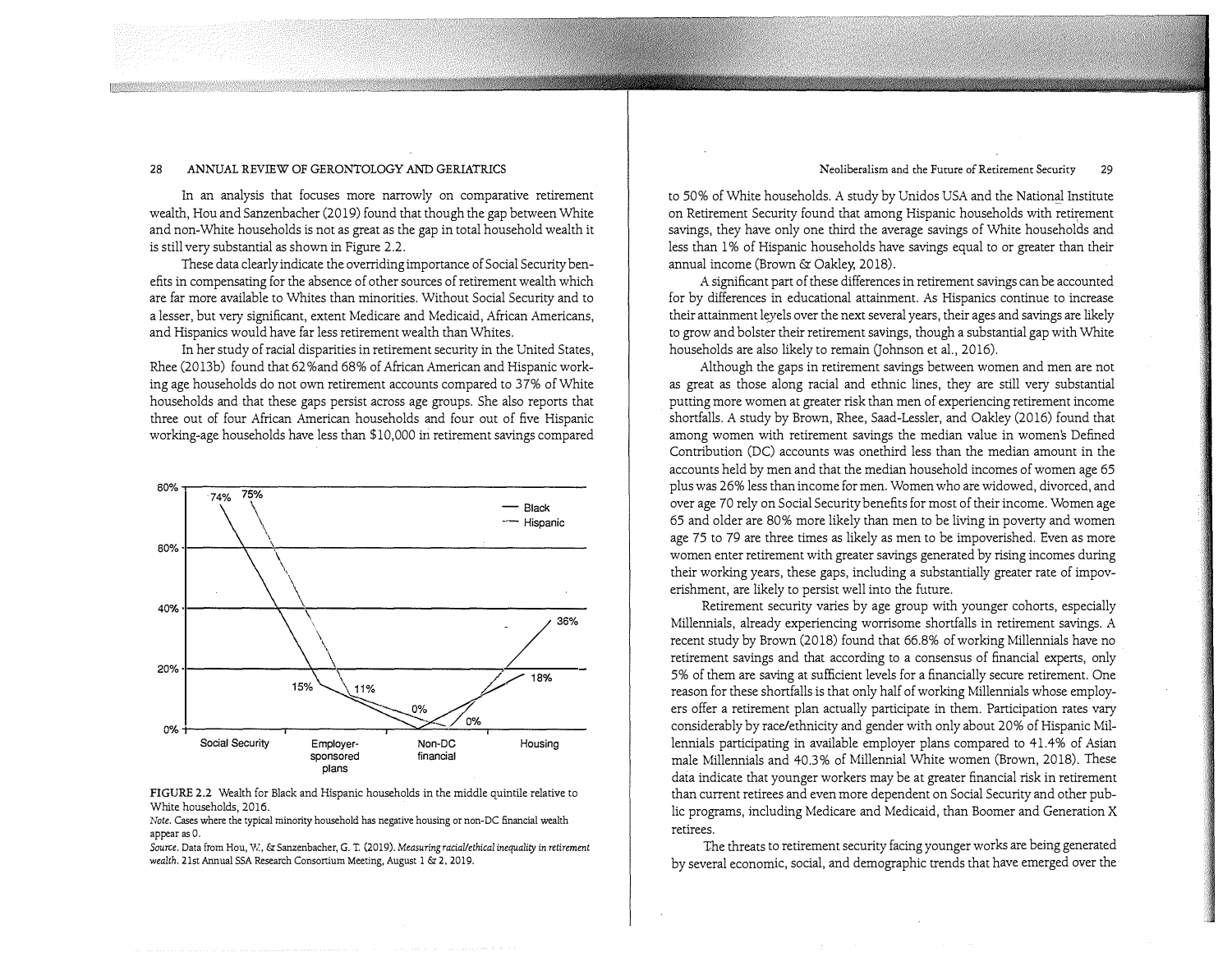In an analysis that focuses more narrowly on comparative retirement wealth, Hou and Sanzenbacher (2019) found that though the gap between White and non-White households is not as great as the gap in total household wealth it is still very substantial as shown in Figure 2.2.

These data clearly indicate the overriding importance of Social Security benefits in compensating for the absence of other sources of retirement wealth which are far more available to Whites than minorities. Without Social Security and to a lesser, but very significant, extent Medicare and Medicaid, African Americans, and Hispanics would have far less retirement wealth than Whites.

In her study of racial disparities in retirement security in the United States, Rhee (2013b) found that 62%and 68% of African American and Hispanic working age households do not own retirement accounts compared to 37% of White households and that these gaps persist across age groups. She also reports that three out of four African American households and four out of five Hispanic working-age households have less than $10,000 in retirement savings compared to 50% of White households. A study by Unidos USA and the National Institute on Retirement Security found that among Hispanic households with retirement savings, they have only one third the average savings of White households and less than 1% of Hispanic households have savings equal to or greater than their annual income (Brown & Oakley, 2018).

A significant part of these differences in retirement savings can be accounted for by differences in educational attainment. As Hispanics continue to increase their attainment levels over the next several years, their ages and savings are likely to grow and bolster their retirement savings, though a substantial gap with White households are also likely to remain (Johnson et al., 2016).

Although the gaps in retirement savings between women and men are not as great as those along racial and ethnic lines, they are still very substantial putting more women at greater risk than men of experiencing retirement income shortfalls. A study by Brown, Rhee, Saad-Lessler, and Oakley (2016) found that among women with retirement savings the median value in women's Defined Contribution (DC) accounts was onethird less than the median amount in the accounts held by men and that the median household incomes of women age 65 plus was 26% less than income for men. Women who are widowed, divorced, and over age 70 rely on Social Security benefits for most of their income. Women age 65 and older are 80% more likely than men to be living in poverty and women age 75 to 79 are three times as likely as men to be impoverished. Even as more women enter retirement with greater savings generated by rising incomes during their working years, these gaps, including a substantially greater rate of impoverishment, are likely to persist well into the future.

Retirement security varies by age group with younger cohorts, especially Millennials, already experiencing worrisome shortfalls in retirement savings. A recent study by Brown (2018) found that 66.8% of working Millennials have no retirement savings and that according to a consensus of financial experts, only 5% of them are saving at sufficient levels for a financially secure retirement. One reason for these shortfalls is that only half of working Millennials whose employers offer a retirement plan actually participate in them. Participation rates vary considerably by race/ethnicity and gender with only about 20% of Hispanic Millennials participating in available employer plans compared to 41.4% of Asian male Millennials and 40.3% of Millennial White women (Brown, 2018). These data indicate that younger workers may be at greater financial risk in retirement than current retirees and even more dependent on Social Security and other public programs, including Medicare and Medicaid, than Boomer and Generation X retirees.

The threats to retirement security facing younger works are being generated by several economic, social, and demographic trends that have emerged over the

| | Social Security | Employer-sponsored plans | Non-DC financial | Housing |
|---|---|---|---|---|
| Black | 74% | 15% | 0% | 36% |
| Hispanic | 75% | 11% | 0% | 18% |

**FIGURE 2.2** Wealth for Black and Hispanic households in the middle quintile relative to White households, 2016.

*Note.* Cases where the typical minority household has negative housing or non-DC financial wealth appear as 0.

*Source.* Data from Hou, W., & Sanzenbacher, G. T. (2019). *Measuring racial/ethical inequality in retirement wealth.* 21st Annual SSA Research Consortium Meeting, August 1 & 2, 2019.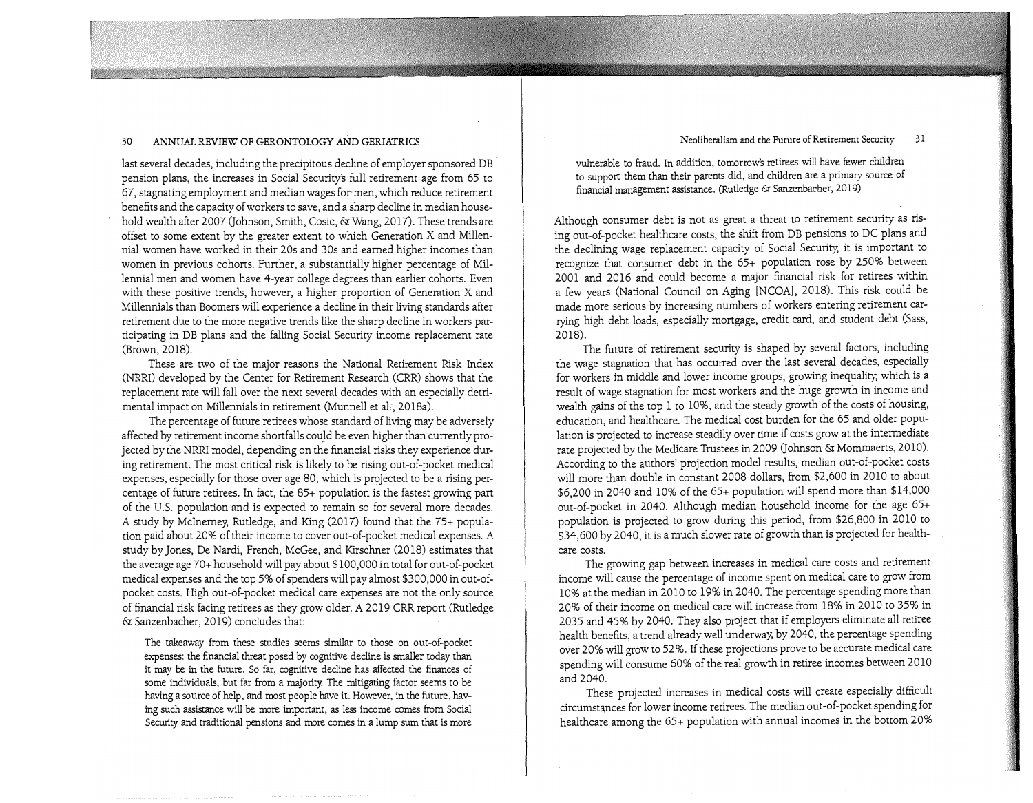last several decades, including the precipitous decline of employer sponsored DB pension plans, the increases in Social Security's full retirement age from 65 to 67, stagnating employment and median wages for men, which reduce retirement benefits and the capacity of workers to save, and a sharp decline in median household wealth after 2007 (Johnson, Smith, Cosic, & Wang, 2017). These trends are offset to some extent by the greater extent to which Generation X and Millennial women have worked in their 20s and 30s and earned higher incomes than women in previous cohorts. Further, a substantially higher percentage of Millennial men and women have 4-year college degrees than earlier cohorts. Even with these positive trends, however, a higher proportion of Generation X and Millennials than Boomers will experience a decline in their living standards after retirement due to the more negative trends like the sharp decline in workers participating in DB plans and the falling Social Security income replacement rate (Brown, 2018).

These are two of the major reasons the National Retirement Risk Index (NRRI) developed by the Center for Retirement Research (CRR) shows that the replacement rate will fall over the next several decades with an especially detrimental impact on Millennials in retirement (Munnell et al., 2018a).

The percentage of future retirees whose standard of living may be adversely affected by retirement income shortfalls could be even higher than currently projected by the NRRI model, depending on the financial risks they experience during retirement. The most critical risk is likely to be rising out-of-pocket medical expenses, especially for those over age 80, which is projected to be a rising percentage of future retirees. In fact, the 85+ population is the fastest growing part of the U.S. population and is expected to remain so for several more decades. A study by McInerney, Rutledge, and King (2017) found that the 75+ population paid about 20% of their income to cover out-of-pocket medical expenses. A study by Jones, De Nardi, French, McGee, and Kirschner (2018) estimates that the average age 70+ household will pay about $100,000 in total for out-of-pocket medical expenses and the top 5% of spenders will pay almost $300,000 in out-of-pocket costs. High out-of-pocket medical care expenses are not the only source of financial risk facing retirees as they grow older. A 2019 CRR report (Rutledge & Sanzenbacher, 2019) concludes that:

> The takeaway from these studies seems similar to those on out-of-pocket expenses: the financial threat posed by cognitive decline is smaller today than it may be in the future. So far, cognitive decline has affected the finances of some individuals, but far from a majority. The mitigating factor seems to be having a source of help, and most people have it. However, in the future, having such assistance will be more important, as less income comes from Social Security and traditional pensions and more comes in a lump sum that is more vulnerable to fraud. In addition, tomorrow's retirees will have fewer children to support them than their parents did, and children are a primary source of financial management assistance. (Rutledge & Sanzenbacher, 2019)

Although consumer debt is not as great a threat to retirement security as rising out-of-pocket healthcare costs, the shift from DB pensions to DC plans and the declining wage replacement capacity of Social Security, it is important to recognize that consumer debt in the 65+ population rose by 250% between 2001 and 2016 and could become a major financial risk for retirees within a few years (National Council on Aging [NCOA], 2018). This risk could be made more serious by increasing numbers of workers entering retirement carrying high debt loads, especially mortgage, credit card, and student debt (Sass, 2018).

The future of retirement security is shaped by several factors, including the wage stagnation that has occurred over the last several decades, especially for workers in middle and lower income groups, growing inequality, which is a result of wage stagnation for most workers and the huge growth in income and wealth gains of the top 1 to 10%, and the steady growth of the costs of housing, education, and healthcare. The medical cost burden for the 65 and older population is projected to increase steadily over time if costs grow at the intermediate rate projected by the Medicare Trustees in 2009 (Johnson & Mommaerts, 2010). According to the authors' projection model results, median out-of-pocket costs will more than double in constant 2008 dollars, from $2,600 in 2010 to about $6,200 in 2040 and 10% of the 65+ population will spend more than $14,000 out-of-pocket in 2040. Although median household income for the age 65+ population is projected to grow during this period, from $26,800 in 2010 to $34,600 by 2040, it is a much slower rate of growth than is projected for healthcare costs.

The growing gap between increases in medical care costs and retirement income will cause the percentage of income spent on medical care to grow from 10% at the median in 2010 to 19% in 2040. The percentage spending more than 20% of their income on medical care will increase from 18% in 2010 to 35% in 2035 and 45% by 2040. They also project that if employers eliminate all retiree health benefits, a trend already well underway, by 2040, the percentage spending over 20% will grow to 52%. If these projections prove to be accurate medical care spending will consume 60% of the real growth in retiree incomes between 2010 and 2040.

These projected increases in medical costs will create especially difficult circumstances for lower income retirees. The median out-of-pocket spending for healthcare among the 65+ population with annual incomes in the bottom 20%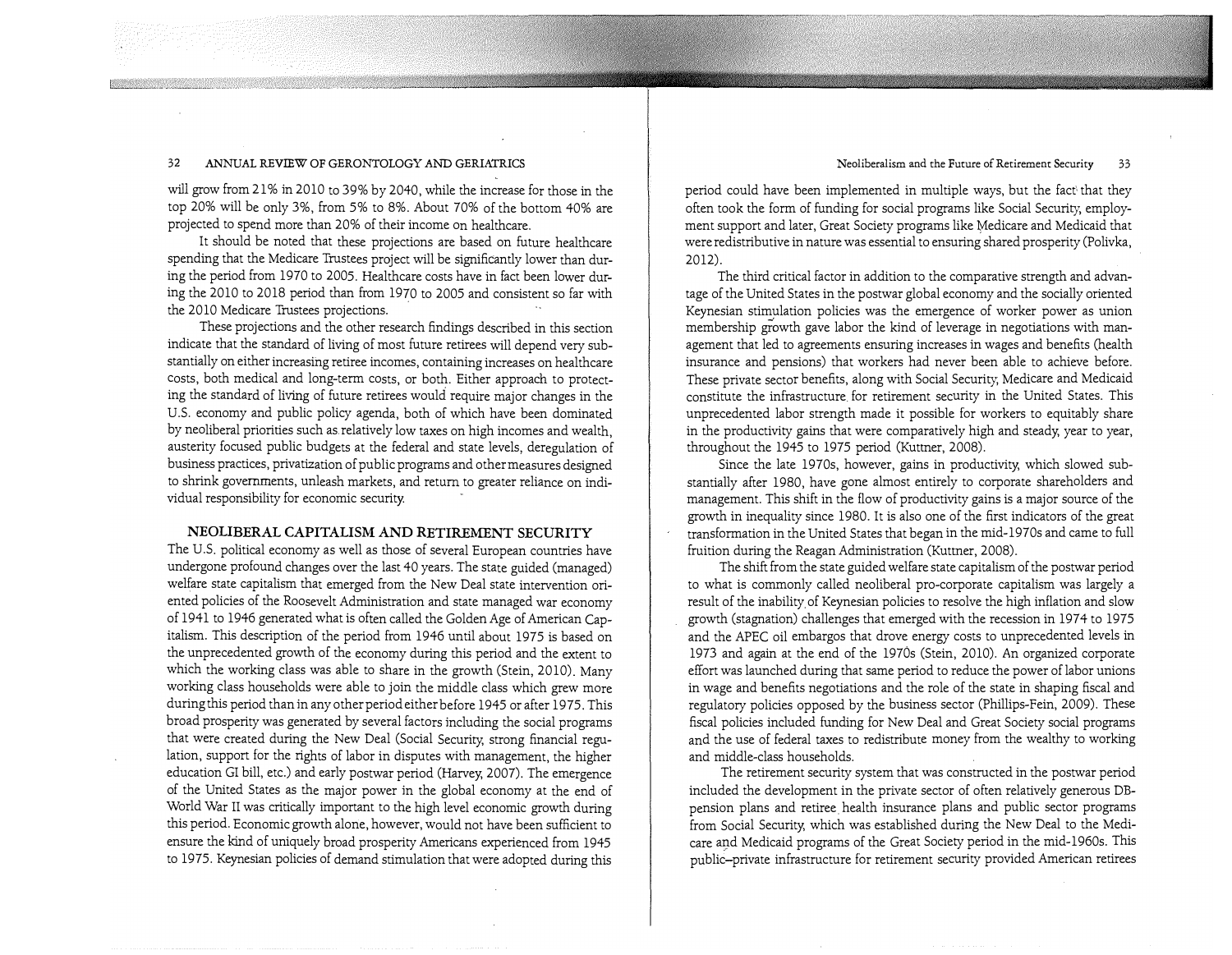will grow from 21% in 2010 to 39% by 2040, while the increase for those in the top 20% will be only 3%, from 5% to 8%. About 70% of the bottom 40% are projected to spend more than 20% of their income on healthcare.

It should be noted that these projections are based on future healthcare spending that the Medicare Trustees project will be significantly lower than during the period from 1970 to 2005. Healthcare costs have in fact been lower during the 2010 to 2018 period than from 1970 to 2005 and consistent so far with the 2010 Medicare Trustees projections.

These projections and the other research findings described in this section indicate that the standard of living of most future retirees will depend very substantially on either increasing retiree incomes, containing increases on healthcare costs, both medical and long-term costs, or both. Either approach to protecting the standard of living of future retirees would require major changes in the U.S. economy and public policy agenda, both of which have been dominated by neoliberal priorities such as relatively low taxes on high incomes and wealth, austerity focused public budgets at the federal and state levels, deregulation of business practices, privatization of public programs and other measures designed to shrink governments, unleash markets, and return to greater reliance on individual responsibility for economic security.

## NEOLIBERAL CAPITALISM AND RETIREMENT SECURITY

The U.S. political economy as well as those of several European countries have undergone profound changes over the last 40 years. The state guided (managed) welfare state capitalism that emerged from the New Deal state intervention oriented policies of the Roosevelt Administration and state managed war economy of 1941 to 1946 generated what is often called the Golden Age of American Capitalism. This description of the period from 1946 until about 1975 is based on the unprecedented growth of the economy during this period and the extent to which the working class was able to share in the growth (Stein, 2010). Many working class households were able to join the middle class which grew more during this period than in any other period either before 1945 or after 1975. This broad prosperity was generated by several factors including the social programs that were created during the New Deal (Social Security, strong financial regulation, support for the rights of labor in disputes with management, the higher education GI bill, etc.) and early postwar period (Harvey, 2007). The emergence of the United States as the major power in the global economy at the end of World War II was critically important to the high level economic growth during this period. Economic growth alone, however, would not have been sufficient to ensure the kind of uniquely broad prosperity Americans experienced from 1945 to 1975. Keynesian policies of demand stimulation that were adopted during this period could have been implemented in multiple ways, but the fact that they often took the form of funding for social programs like Social Security, employment support and later, Great Society programs like Medicare and Medicaid that were redistributive in nature was essential to ensuring shared prosperity (Polivka, 2012).

The third critical factor in addition to the comparative strength and advantage of the United States in the postwar global economy and the socially oriented Keynesian stimulation policies was the emergence of worker power as union membership growth gave labor the kind of leverage in negotiations with management that led to agreements ensuring increases in wages and benefits (health insurance and pensions) that workers had never been able to achieve before. These private sector benefits, along with Social Security, Medicare and Medicaid constitute the infrastructure for retirement security in the United States. This unprecedented labor strength made it possible for workers to equitably share in the productivity gains that were comparatively high and steady, year to year, throughout the 1945 to 1975 period (Kuttner, 2008).

Since the late 1970s, however, gains in productivity, which slowed substantially after 1980, have gone almost entirely to corporate shareholders and management. This shift in the flow of productivity gains is a major source of the growth in inequality since 1980. It is also one of the first indicators of the great transformation in the United States that began in the mid-1970s and came to full fruition during the Reagan Administration (Kuttner, 2008).

The shift from the state guided welfare state capitalism of the postwar period to what is commonly called neoliberal pro-corporate capitalism was largely a result of the inability of Keynesian policies to resolve the high inflation and slow growth (stagnation) challenges that emerged with the recession in 1974 to 1975 and the APEC oil embargos that drove energy costs to unprecedented levels in 1973 and again at the end of the 1970s (Stein, 2010). An organized corporate effort was launched during that same period to reduce the power of labor unions in wage and benefits negotiations and the role of the state in shaping fiscal and regulatory policies opposed by the business sector (Phillips-Fein, 2009). These fiscal policies included funding for New Deal and Great Society social programs and the use of federal taxes to redistribute money from the wealthy to working and middle-class households.

The retirement security system that was constructed in the postwar period included the development in the private sector of often relatively generous DB-pension plans and retiree health insurance plans and public sector programs from Social Security, which was established during the New Deal to the Medicare and Medicaid programs of the Great Society period in the mid-1960s. This public–private infrastructure for retirement security provided American retirees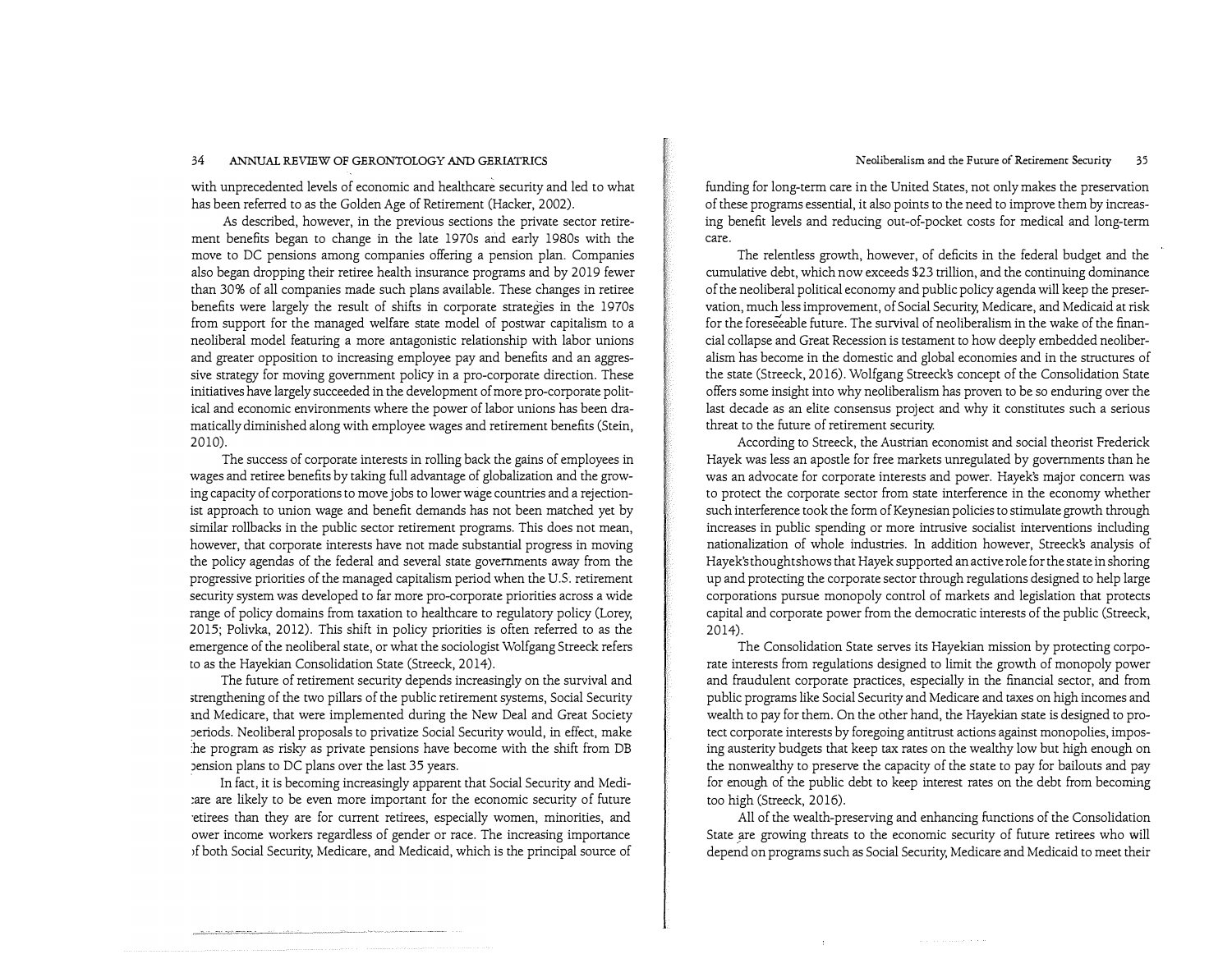with unprecedented levels of economic and healthcare security and led to what has been referred to as the Golden Age of Retirement (Hacker, 2002).

As described, however, in the previous sections the private sector retirement benefits began to change in the late 1970s and early 1980s with the move to DC pensions among companies offering a pension plan. Companies also began dropping their retiree health insurance programs and by 2019 fewer than 30% of all companies made such plans available. These changes in retiree benefits were largely the result of shifts in corporate strategies in the 1970s from support for the managed welfare state model of postwar capitalism to a neoliberal model featuring a more antagonistic relationship with labor unions and greater opposition to increasing employee pay and benefits and an aggressive strategy for moving government policy in a pro-corporate direction. These initiatives have largely succeeded in the development of more pro-corporate political and economic environments where the power of labor unions has been dramatically diminished along with employee wages and retirement benefits (Stein, 2010).

The success of corporate interests in rolling back the gains of employees in wages and retiree benefits by taking full advantage of globalization and the growing capacity of corporations to move jobs to lower wage countries and a rejectionist approach to union wage and benefit demands has not been matched yet by similar rollbacks in the public sector retirement programs. This does not mean, however, that corporate interests have not made substantial progress in moving the policy agendas of the federal and several state governments away from the progressive priorities of the managed capitalism period when the U.S. retirement security system was developed to far more pro-corporate priorities across a wide range of policy domains from taxation to healthcare to regulatory policy (Lorey, 2015; Polivka, 2012). This shift in policy priorities is often referred to as the emergence of the neoliberal state, or what the sociologist Wolfgang Streeck refers to as the Hayekian Consolidation State (Streeck, 2014).

The future of retirement security depends increasingly on the survival and strengthening of the two pillars of the public retirement systems, Social Security and Medicare, that were implemented during the New Deal and Great Society periods. Neoliberal proposals to privatize Social Security would, in effect, make the program as risky as private pensions have become with the shift from DB pension plans to DC plans over the last 35 years.

In fact, it is becoming increasingly apparent that Social Security and Medicare are likely to be even more important for the economic security of future retirees than they are for current retirees, especially women, minorities, and lower income workers regardless of gender or race. The increasing importance of both Social Security, Medicare, and Medicaid, which is the principal source of funding for long-term care in the United States, not only makes the preservation of these programs essential, it also points to the need to improve them by increasing benefit levels and reducing out-of-pocket costs for medical and long-term care.

The relentless growth, however, of deficits in the federal budget and the cumulative debt, which now exceeds $23 trillion, and the continuing dominance of the neoliberal political economy and public policy agenda will keep the preservation, much less improvement, of Social Security, Medicare, and Medicaid at risk for the foreseeable future. The survival of neoliberalism in the wake of the financial collapse and Great Recession is testament to how deeply embedded neoliberalism has become in the domestic and global economies and in the structures of the state (Streeck, 2016). Wolfgang Streeck's concept of the Consolidation State offers some insight into why neoliberalism has proven to be so enduring over the last decade as an elite consensus project and why it constitutes such a serious threat to the future of retirement security.

According to Streeck, the Austrian economist and social theorist Frederick Hayek was less an apostle for free markets unregulated by governments than he was an advocate for corporate interests and power. Hayek's major concern was to protect the corporate sector from state interference in the economy whether such interference took the form of Keynesian policies to stimulate growth through increases in public spending or more intrusive socialist interventions including nationalization of whole industries. In addition however, Streeck's analysis of Hayek's thought shows that Hayek supported an active role for the state in shoring up and protecting the corporate sector through regulations designed to help large corporations pursue monopoly control of markets and legislation that protects capital and corporate power from the democratic interests of the public (Streeck, 2014).

The Consolidation State serves its Hayekian mission by protecting corporate interests from regulations designed to limit the growth of monopoly power and fraudulent corporate practices, especially in the financial sector, and from public programs like Social Security and Medicare and taxes on high incomes and wealth to pay for them. On the other hand, the Hayekian state is designed to protect corporate interests by foregoing antitrust actions against monopolies, imposing austerity budgets that keep tax rates on the wealthy low but high enough on the nonwealthy to preserve the capacity of the state to pay for bailouts and pay for enough of the public debt to keep interest rates on the debt from becoming too high (Streeck, 2016).

All of the wealth-preserving and enhancing functions of the Consolidation State are growing threats to the economic security of future retirees who will depend on programs such as Social Security, Medicare and Medicaid to meet their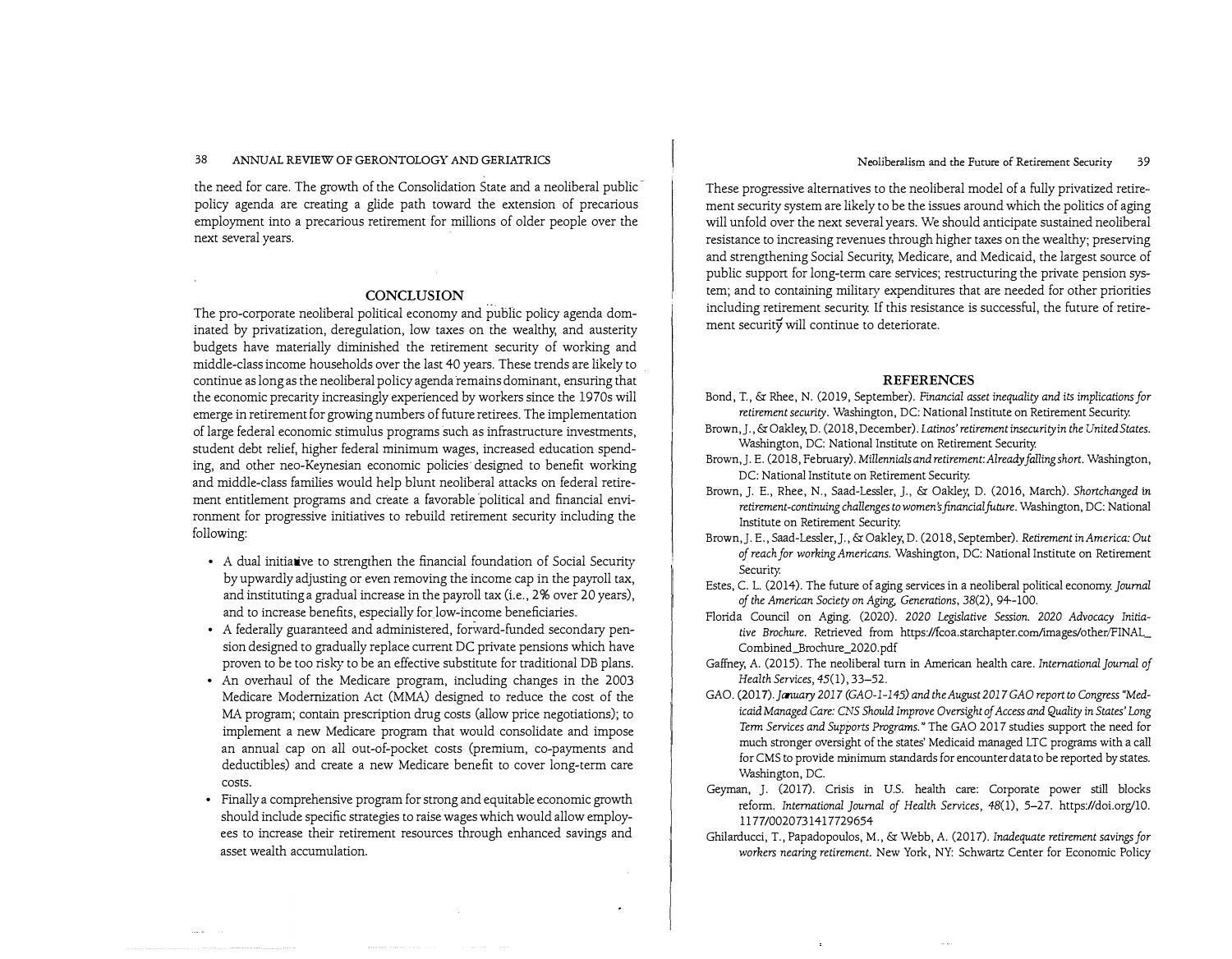the need for care. The growth of the Consolidation State and a neoliberal public policy agenda are creating a glide path toward the extension of precarious employment into a precarious retirement for millions of older people over the next several years.

## CONCLUSION

The pro-corporate neoliberal political economy and public policy agenda dominated by privatization, deregulation, low taxes on the wealthy, and austerity budgets have materially diminished the retirement security of working and middle-class income households over the last 40 years. These trends are likely to continue as long as the neoliberal policy agenda remains dominant, ensuring that the economic precarity increasingly experienced by workers since the 1970s will emerge in retirement for growing numbers of future retirees. The implementation of large federal economic stimulus programs such as infrastructure investments, student debt relief, higher federal minimum wages, increased education spending, and other neo-Keynesian economic policies designed to benefit working and middle-class families would help blunt neoliberal attacks on federal retirement entitlement programs and create a favorable political and financial environment for progressive initiatives to rebuild retirement security including the following:

- A dual initiative to strengthen the financial foundation of Social Security by upwardly adjusting or even removing the income cap in the payroll tax, and instituting a gradual increase in the payroll tax (i.e., 2% over 20 years), and to increase benefits, especially for low-income beneficiaries.
- A federally guaranteed and administered, forward-funded secondary pension designed to gradually replace current DC private pensions which have proven to be too risky to be an effective substitute for traditional DB plans.
- An overhaul of the Medicare program, including changes in the 2003 Medicare Modernization Act (MMA) designed to reduce the cost of the MA program; contain prescription drug costs (allow price negotiations); to implement a new Medicare program that would consolidate and impose an annual cap on all out-of-pocket costs (premium, co-payments and deductibles) and create a new Medicare benefit to cover long-term care costs.
- Finally a comprehensive program for strong and equitable economic growth should include specific strategies to raise wages which would allow employees to increase their retirement resources through enhanced savings and asset wealth accumulation.

These progressive alternatives to the neoliberal model of a fully privatized retirement security system are likely to be the issues around which the politics of aging will unfold over the next several years. We should anticipate sustained neoliberal resistance to increasing revenues through higher taxes on the wealthy; preserving and strengthening Social Security, Medicare, and Medicaid, the largest source of public support for long-term care services; restructuring the private pension system; and to containing military expenditures that are needed for other priorities including retirement security. If this resistance is successful, the future of retirement security will continue to deteriorate.

## REFERENCES

Bond, T., & Rhee, N. (2019, September). *Financial asset inequality and its implications for retirement security*. Washington, DC: National Institute on Retirement Security.

Brown, J., & Oakley, D. (2018, December). *Latinos' retirement insecurity in the United States*. Washington, DC: National Institute on Retirement Security.

Brown, J. E. (2018, February). *Millennials and retirement: Already falling short*. Washington, DC: National Institute on Retirement Security.

Brown, J. E., Rhee, N., Saad-Lessler, J., & Oakley, D. (2016, March). *Shortchanged in retirement-continuing challenges to women's financial future*. Washington, DC: National Institute on Retirement Security.

Brown, J. E., Saad-Lessler, J., & Oakley, D. (2018, September). *Retirement in America: Out of reach for working Americans*. Washington, DC: National Institute on Retirement Security.

Estes, C. L. (2014). The future of aging services in a neoliberal political economy. *Journal of the American Society on Aging, Generations*, 38(2), 94–100.

Florida Council on Aging. (2020). *2020 Legislative Session. 2020 Advocacy Initiative Brochure*. Retrieved from https://fcoa.starchapter.com/images/other/FINAL_Combined_Brochure_2020.pdf

Gaffney, A. (2015). The neoliberal turn in American health care. *International Journal of Health Services*, 45(1), 33–52.

GAO. (2017). *January 2017 (GAO-1-145) and the August 2017 GAO report to Congress "Medicaid Managed Care: CNS Should Improve Oversight of Access and Quality in States' Long Term Services and Supports Programs."* The GAO 2017 studies support the need for much stronger oversight of the states' Medicaid managed LTC programs with a call for CMS to provide minimum standards for encounter data to be reported by states. Washington, DC.

Geyman, J. (2017). Crisis in U.S. health care: Corporate power still blocks reform. *International Journal of Health Services*, 48(1), 5–27. https://doi.org/10.1177/0020731417729654

Ghilarducci, T., Papadopoulos, M., & Webb, A. (2017). *Inadequate retirement savings for workers nearing retirement*. New York, NY: Schwartz Center for Economic Policy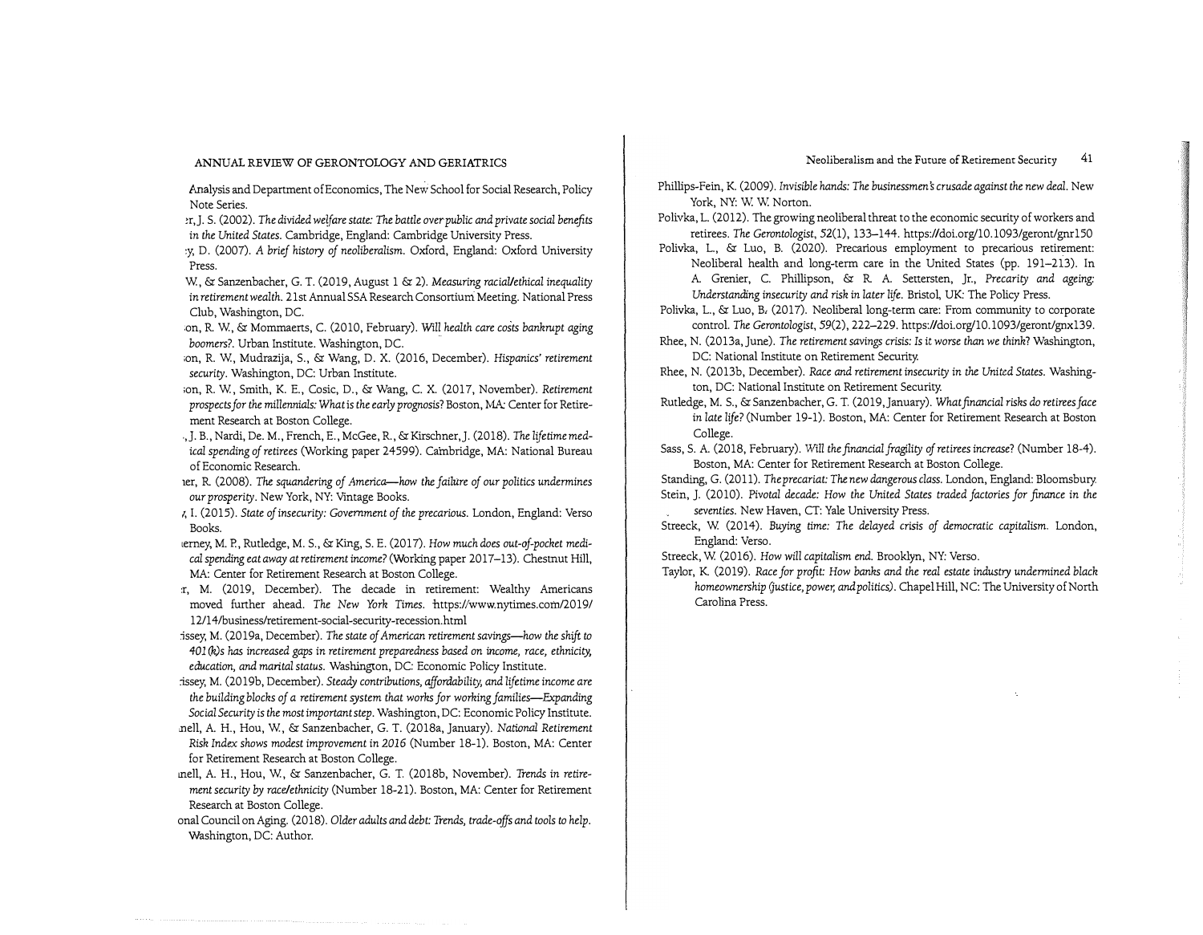Analysis and Department of Economics, The New School for Social Research, Policy Note Series.

:r, J. S. (2002). *The divided welfare state: The battle over public and private social benefits in the United States*. Cambridge, England: Cambridge University Press.

:y, D. (2007). *A brief history of neoliberalism*. Oxford, England: Oxford University Press.

W., & Sanzenbacher, G. T. (2019, August 1 & 2). *Measuring racial/ethical inequality in retirement wealth*. 21st Annual SSA Research Consortium Meeting. National Press Club, Washington, DC.

ion, R. W., & Mommaerts, C. (2010, February). *Will health care costs bankrupt aging boomers?*. Urban Institute. Washington, DC.

ion, R. W., Mudrazija, S., & Wang, D. X. (2016, December). *Hispanics' retirement security*. Washington, DC: Urban Institute.

ion, R. W., Smith, K. E., Cosic, D., & Wang, C. X. (2017, November). *Retirement prospects for the millennials: What is the early prognosis?* Boston, MA: Center for Retirement Research at Boston College.

., J. B., Nardi, De. M., French, E., McGee, R., & Kirschner, J. (2018). *The lifetime medical spending of retirees* (Working paper 24599). Cambridge, MA: National Bureau of Economic Research.

ier, R. (2008). *The squandering of America—how the failure of our politics undermines our prosperity*. New York, NY: Vintage Books.

, I. (2015). *State of insecurity: Government of the precarious*. London, England: Verso Books.

ierney, M. P., Rutledge, M. S., & King, S. E. (2017). *How much does out-of-pocket medical spending eat away at retirement income?* (Working paper 2017-13). Chestnut Hill, MA: Center for Retirement Research at Boston College.

:r, M. (2019, December). The decade in retirement: Wealthy Americans moved further ahead. *The New York Times*. https://www.nytimes.com/2019/12/14/business/retirement-social-security-recession.html

:issey, M. (2019a, December). *The state of American retirement savings—how the shift to 401(k)s has increased gaps in retirement preparedness based on income, race, ethnicity, education, and marital status*. Washington, DC: Economic Policy Institute.

:issey, M. (2019b, December). *Steady contributions, affordability, and lifetime income are the building blocks of a retirement system that works for working families—Expanding Social Security is the most important step*. Washington, DC: Economic Policy Institute.

inell, A. H., Hou, W., & Sanzenbacher, G. T. (2018a, January). *National Retirement Risk Index shows modest improvement in 2016* (Number 18-1). Boston, MA: Center for Retirement Research at Boston College.

inell, A. H., Hou, W., & Sanzenbacher, G. T. (2018b, November). *Trends in retirement security by race/ethnicity* (Number 18-21). Boston, MA: Center for Retirement Research at Boston College.

onal Council on Aging. (2018). *Older adults and debt: Trends, trade-offs and tools to help*. Washington, DC: Author.

Phillips-Fein, K. (2009). *Invisible hands: The businessmen's crusade against the new deal*. New York, NY: W. W. Norton.

Polivka, L. (2012). The growing neoliberal threat to the economic security of workers and retirees. *The Gerontologist, 52*(1), 133–144. https://doi.org/10.1093/geront/gnr150

Polivka, L., & Luo, B. (2020). Precarious employment to precarious retirement: Neoliberal health and long-term care in the United States (pp. 191–213). In A. Grenier, C. Phillipson, & R. A. Settersten, Jr., *Precarity and ageing: Understanding insecurity and risk in later life*. Bristol, UK: The Policy Press.

Polivka, L., & Luo, B. (2017). Neoliberal long-term care: From community to corporate control. *The Gerontologist, 59*(2), 222–229. https://doi.org/10.1093/geront/gnx139.

Rhee, N. (2013a, June). *The retirement savings crisis: Is it worse than we think?* Washington, DC: National Institute on Retirement Security.

Rhee, N. (2013b, December). *Race and retirement insecurity in the United States*. Washington, DC: National Institute on Retirement Security.

Rutledge, M. S., & Sanzenbacher, G. T. (2019, January). *What financial risks do retirees face in late life?* (Number 19-1). Boston, MA: Center for Retirement Research at Boston College.

Sass, S. A. (2018, February). *Will the financial fragility of retirees increase?* (Number 18-4). Boston, MA: Center for Retirement Research at Boston College.

Standing, G. (2011). *The precariat: The new dangerous class*. London, England: Bloomsbury.

Stein, J. (2010). *Pivotal decade: How the United States traded factories for finance in the seventies*. New Haven, CT: Yale University Press.

Streeck, W. (2014). *Buying time: The delayed crisis of democratic capitalism*. London, England: Verso.

Streeck, W. (2016). *How will capitalism end*. Brooklyn, NY: Verso.

Taylor, K. (2019). *Race for profit: How banks and the real estate industry undermined black homeownership (justice, power, and politics)*. Chapel Hill, NC: The University of North Carolina Press.